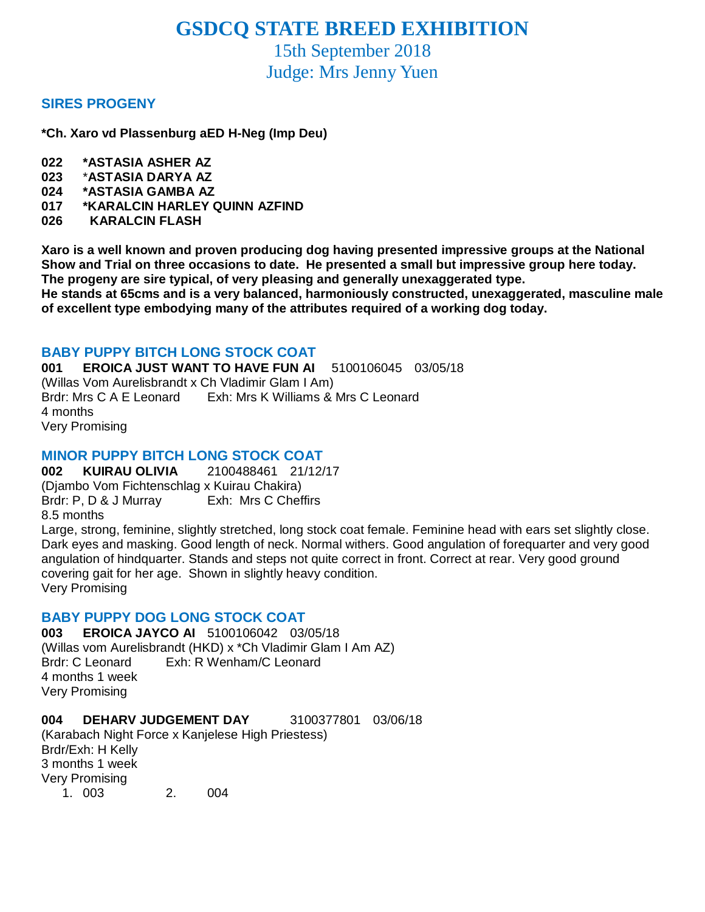# GSDCQ STATE BREED EXHIBITION

15th September 2018

Judge: Mrs Jenny Yuen

## SIRES PROGENY

**\*Ch. Xaro vd Plassenburg aED H-Neg (Imp Deu)**

**022 \*ASTASIA ASHER AZ**
**023 \*ASTASIA DARYA AZ**
**024 \*ASTASIA GAMBA AZ**
**017 \*KARALCIN HARLEY QUINN AZFIND**
**026 KARALCIN FLASH**

**Xaro is a well known and proven producing dog having presented impressive groups at the National Show and Trial on three occasions to date. He presented a small but impressive group here today. The progeny are sire typical, of very pleasing and generally unexaggerated type.**
**He stands at 65cms and is a very balanced, harmoniously constructed, unexaggerated, masculine male of excellent type embodying many of the attributes required of a working dog today.**

## BABY PUPPY BITCH LONG STOCK COAT

**001 EROICA JUST WANT TO HAVE FUN AI** 5100106045 03/05/18
(Willas Vom Aurelisbrandt x Ch Vladimir Glam I Am)
Brdr: Mrs C A E Leonard Exh: Mrs K Williams & Mrs C Leonard
4 months
Very Promising

## MINOR PUPPY BITCH LONG STOCK COAT

**002 KUIRAU OLIVIA** 2100488461 21/12/17
(Djambo Vom Fichtenschlag x Kuirau Chakira)
Brdr: P, D & J Murray Exh: Mrs C Cheffirs
8.5 months
Large, strong, feminine, slightly stretched, long stock coat female. Feminine head with ears set slightly close. Dark eyes and masking. Good length of neck. Normal withers. Good angulation of forequarter and very good angulation of hindquarter. Stands and steps not quite correct in front. Correct at rear. Very good ground covering gait for her age. Shown in slightly heavy condition.
Very Promising

## BABY PUPPY DOG LONG STOCK COAT

**003 EROICA JAYCO AI** 5100106042 03/05/18
(Willas vom Aurelisbrandt (HKD) x \*Ch Vladimir Glam I Am AZ)
Brdr: C Leonard Exh: R Wenham/C Leonard
4 months 1 week
Very Promising

**004 DEHARV JUDGEMENT DAY** 3100377801 03/06/18
(Karabach Night Force x Kanjelese High Priestess)
Brdr/Exh: H Kelly
3 months 1 week
Very Promising

1. 003 2. 004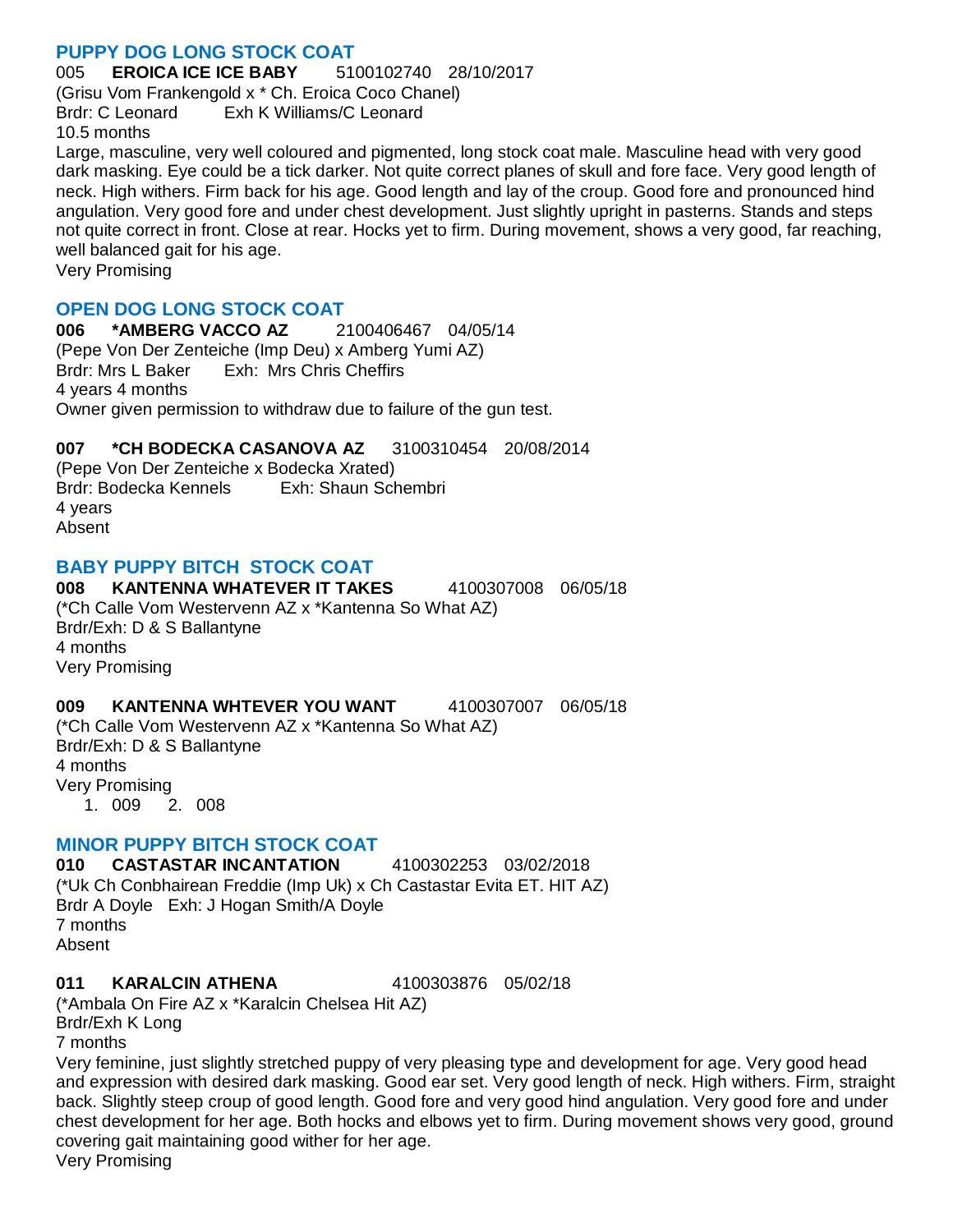## PUPPY DOG LONG STOCK COAT

005 **EROICA ICE ICE BABY** 5100102740 28/10/2017
(Grisu Vom Frankengold x * Ch. Eroica Coco Chanel)
Brdr: C Leonard Exh K Williams/C Leonard
10.5 months
Large, masculine, very well coloured and pigmented, long stock coat male. Masculine head with very good dark masking. Eye could be a tick darker. Not quite correct planes of skull and fore face. Very good length of neck. High withers. Firm back for his age. Good length and lay of the croup. Good fore and pronounced hind angulation. Very good fore and under chest development. Just slightly upright in pasterns. Stands and steps not quite correct in front. Close at rear. Hocks yet to firm. During movement, shows a very good, far reaching, well balanced gait for his age.
Very Promising

## OPEN DOG LONG STOCK COAT

**006 *AMBERG VACCO AZ** 2100406467 04/05/14
(Pepe Von Der Zenteiche (Imp Deu) x Amberg Yumi AZ)
Brdr: Mrs L Baker Exh: Mrs Chris Cheffirs
4 years 4 months
Owner given permission to withdraw due to failure of the gun test.

**007 *CH BODECKA CASANOVA AZ** 3100310454 20/08/2014
(Pepe Von Der Zenteiche x Bodecka Xrated)
Brdr: Bodecka Kennels Exh: Shaun Schembri
4 years
Absent

## BABY PUPPY BITCH STOCK COAT

**008 KANTENNA WHATEVER IT TAKES** 4100307008 06/05/18
(*Ch Calle Vom Westervenn AZ x *Kantenna So What AZ)
Brdr/Exh: D & S Ballantyne
4 months
Very Promising

**009 KANTENNA WHTEVER YOU WANT** 4100307007 06/05/18
(*Ch Calle Vom Westervenn AZ x *Kantenna So What AZ)
Brdr/Exh: D & S Ballantyne
4 months
Very Promising

1. 009 2. 008

## MINOR PUPPY BITCH STOCK COAT

**010 CASTASTAR INCANTATION** 4100302253 03/02/2018
(*Uk Ch Conbhairean Freddie (Imp Uk) x Ch Castastar Evita ET. HIT AZ)
Brdr A Doyle Exh: J Hogan Smith/A Doyle
7 months
Absent

**011 KARALCIN ATHENA** 4100303876 05/02/18
(*Ambala On Fire AZ x *Karalcin Chelsea Hit AZ)
Brdr/Exh K Long
7 months
Very feminine, just slightly stretched puppy of very pleasing type and development for age. Very good head and expression with desired dark masking. Good ear set. Very good length of neck. High withers. Firm, straight back. Slightly steep croup of good length. Good fore and very good hind angulation. Very good fore and under chest development for her age. Both hocks and elbows yet to firm. During movement shows very good, ground covering gait maintaining good wither for her age.
Very Promising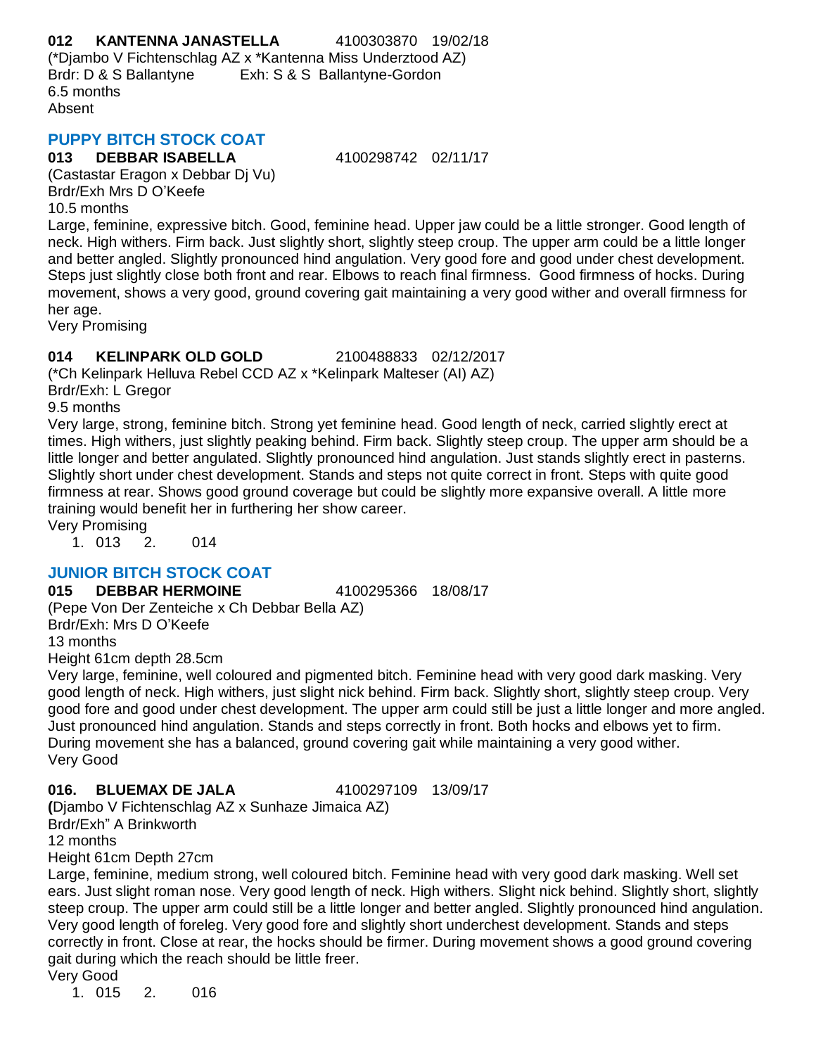**012 KANTENNA JANASTELLA** 4100303870 19/02/18
(*Djambo V Fichtenschlag AZ x *Kantenna Miss Underztood AZ)
Brdr: D & S Ballantyne Exh: S & S Ballantyne-Gordon
6.5 months
Absent

## PUPPY BITCH STOCK COAT

**013 DEBBAR ISABELLA** 4100298742 02/11/17
(Castastar Eragon x Debbar Dj Vu)
Brdr/Exh Mrs D O'Keefe
10.5 months
Large, feminine, expressive bitch. Good, feminine head. Upper jaw could be a little stronger. Good length of neck. High withers. Firm back. Just slightly short, slightly steep croup. The upper arm could be a little longer and better angled. Slightly pronounced hind angulation. Very good fore and good under chest development. Steps just slightly close both front and rear. Elbows to reach final firmness. Good firmness of hocks. During movement, shows a very good, ground covering gait maintaining a very good wither and overall firmness for her age.
Very Promising

**014 KELINPARK OLD GOLD** 2100488833 02/12/2017
(*Ch Kelinpark Helluva Rebel CCD AZ x *Kelinpark Malteser (AI) AZ)
Brdr/Exh: L Gregor
9.5 months
Very large, strong, feminine bitch. Strong yet feminine head. Good length of neck, carried slightly erect at times. High withers, just slightly peaking behind. Firm back. Slightly steep croup. The upper arm should be a little longer and better angulated. Slightly pronounced hind angulation. Just stands slightly erect in pasterns. Slightly short under chest development. Stands and steps not quite correct in front. Steps with quite good firmness at rear. Shows good ground coverage but could be slightly more expansive overall. A little more training would benefit her in furthering her show career.
Very Promising

1. 013 2. 014

## JUNIOR BITCH STOCK COAT

**015 DEBBAR HERMOINE** 4100295366 18/08/17
(Pepe Von Der Zenteiche x Ch Debbar Bella AZ)
Brdr/Exh: Mrs D O'Keefe
13 months
Height 61cm depth 28.5cm
Very large, feminine, well coloured and pigmented bitch. Feminine head with very good dark masking. Very good length of neck. High withers, just slight nick behind. Firm back. Slightly short, slightly steep croup. Very good fore and good under chest development. The upper arm could still be just a little longer and more angled. Just pronounced hind angulation. Stands and steps correctly in front. Both hocks and elbows yet to firm. During movement she has a balanced, ground covering gait while maintaining a very good wither.
Very Good

**016. BLUEMAX DE JALA** 4100297109 13/09/17
**(**Djambo V Fichtenschlag AZ x Sunhaze Jimaica AZ)
Brdr/Exh" A Brinkworth
12 months
Height 61cm Depth 27cm
Large, feminine, medium strong, well coloured bitch. Feminine head with very good dark masking. Well set ears. Just slight roman nose. Very good length of neck. High withers. Slight nick behind. Slightly short, slightly steep croup. The upper arm could still be a little longer and better angled. Slightly pronounced hind angulation. Very good length of foreleg. Very good fore and slightly short underchest development. Stands and steps correctly in front. Close at rear, the hocks should be firmer. During movement shows a good ground covering gait during which the reach should be little freer.
Very Good

1. 015 2. 016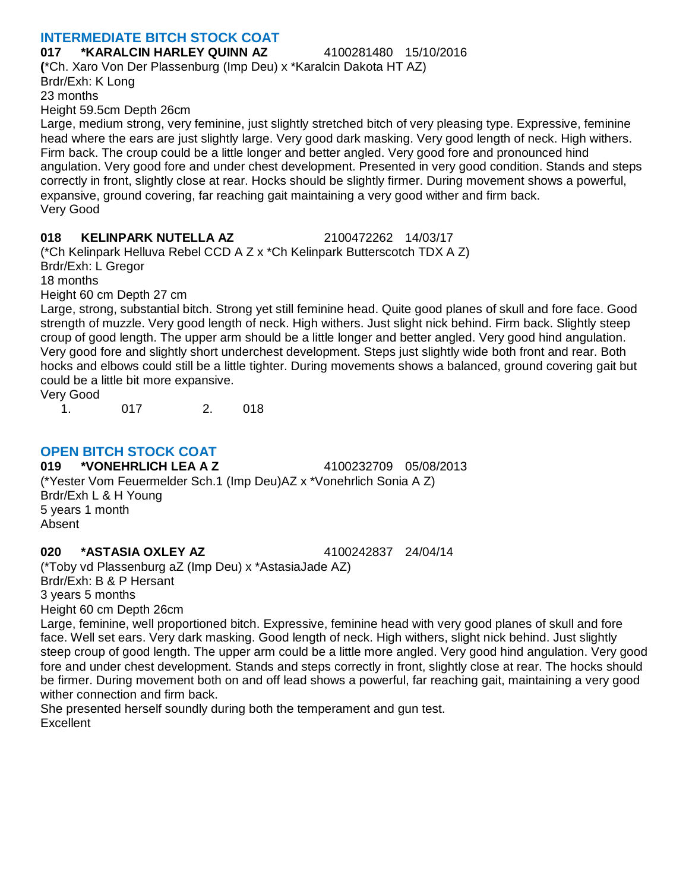## INTERMEDIATE BITCH STOCK COAT

**017 \*KARALCIN HARLEY QUINN AZ** 4100281480 15/10/2016

**(**\*Ch. Xaro Von Der Plassenburg (Imp Deu) x \*Karalcin Dakota HT AZ)

Brdr/Exh: K Long

23 months

Height 59.5cm Depth 26cm

Large, medium strong, very feminine, just slightly stretched bitch of very pleasing type. Expressive, feminine head where the ears are just slightly large. Very good dark masking. Very good length of neck. High withers. Firm back. The croup could be a little longer and better angled. Very good fore and pronounced hind angulation. Very good fore and under chest development. Presented in very good condition. Stands and steps correctly in front, slightly close at rear. Hocks should be slightly firmer. During movement shows a powerful, expansive, ground covering, far reaching gait maintaining a very good wither and firm back.

Very Good

**018 KELINPARK NUTELLA AZ** 2100472262 14/03/17

(\*Ch Kelinpark Helluva Rebel CCD A Z x \*Ch Kelinpark Butterscotch TDX A Z)

Brdr/Exh: L Gregor

18 months

Height 60 cm Depth 27 cm

Large, strong, substantial bitch. Strong yet still feminine head. Quite good planes of skull and fore face. Good strength of muzzle. Very good length of neck. High withers. Just slight nick behind. Firm back. Slightly steep croup of good length. The upper arm should be a little longer and better angled. Very good hind angulation. Very good fore and slightly short underchest development. Steps just slightly wide both front and rear. Both hocks and elbows could still be a little tighter. During movements shows a balanced, ground covering gait but could be a little bit more expansive.

Very Good

1. 017 2. 018

## OPEN BITCH STOCK COAT

**019 \*VONEHRLICH LEA A Z** 4100232709 05/08/2013

(\*Yester Vom Feuermelder Sch.1 (Imp Deu)AZ x \*Vonehrlich Sonia A Z)

Brdr/Exh L & H Young

5 years 1 month

Absent

**020 \*ASTASIA OXLEY AZ** 4100242837 24/04/14

(\*Toby vd Plassenburg aZ (Imp Deu) x \*AstasiaJade AZ)

Brdr/Exh: B & P Hersant

3 years 5 months

Height 60 cm Depth 26cm

Large, feminine, well proportioned bitch. Expressive, feminine head with very good planes of skull and fore face. Well set ears. Very dark masking. Good length of neck. High withers, slight nick behind. Just slightly steep croup of good length. The upper arm could be a little more angled. Very good hind angulation. Very good fore and under chest development. Stands and steps correctly in front, slightly close at rear. The hocks should be firmer. During movement both on and off lead shows a powerful, far reaching gait, maintaining a very good wither connection and firm back.

She presented herself soundly during both the temperament and gun test.

Excellent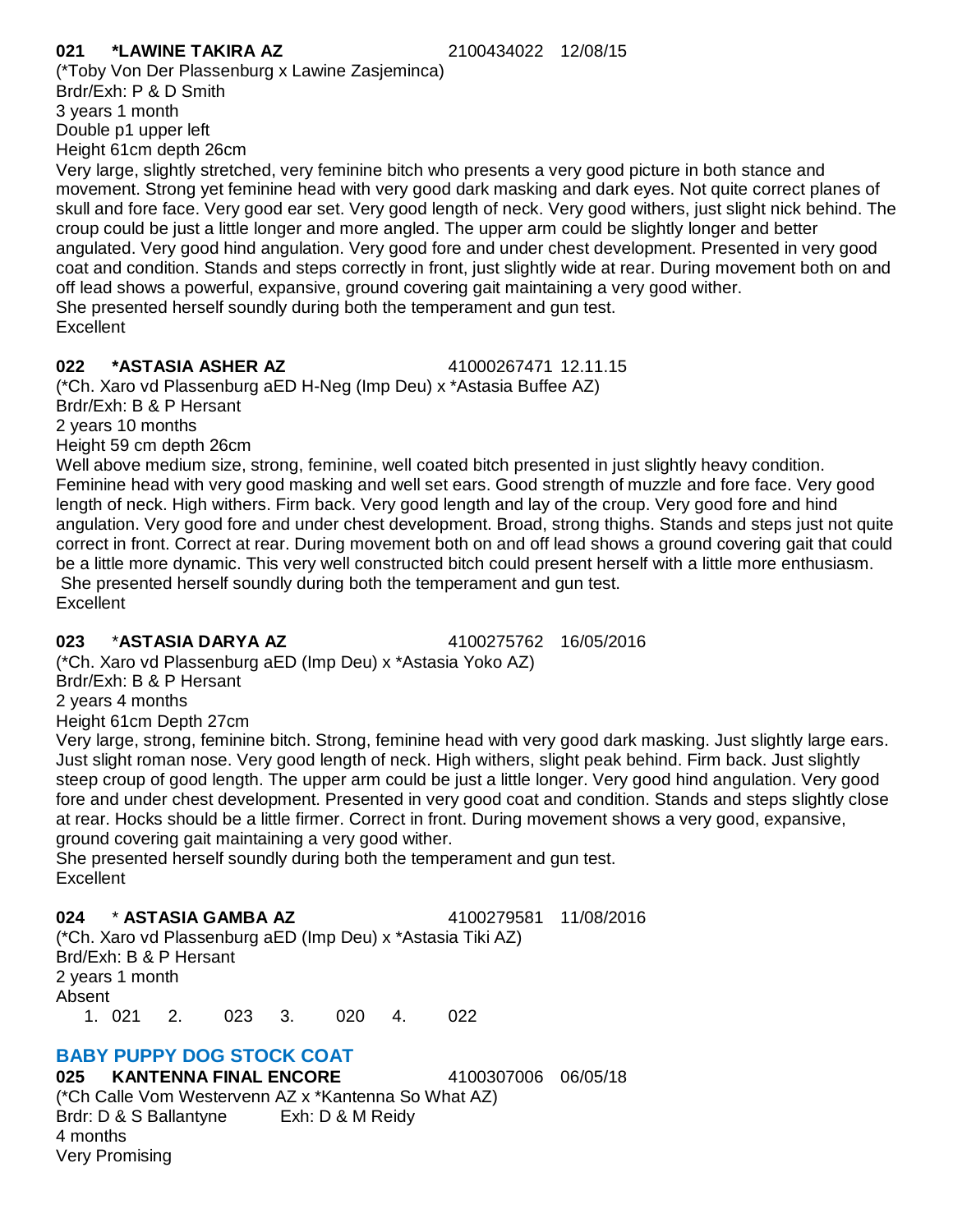**021 *LAWINE TAKIRA AZ** 2100434022 12/08/15
(*Toby Von Der Plassenburg x Lawine Zasjeminca)
Brdr/Exh: P & D Smith
3 years 1 month
Double p1 upper left
Height 61cm depth 26cm
Very large, slightly stretched, very feminine bitch who presents a very good picture in both stance and movement. Strong yet feminine head with very good dark masking and dark eyes. Not quite correct planes of skull and fore face. Very good ear set. Very good length of neck. Very good withers, just slight nick behind. The croup could be just a little longer and more angled. The upper arm could be slightly longer and better angulated. Very good hind angulation. Very good fore and under chest development. Presented in very good coat and condition. Stands and steps correctly in front, just slightly wide at rear. During movement both on and off lead shows a powerful, expansive, ground covering gait maintaining a very good wither.
She presented herself soundly during both the temperament and gun test.
Excellent

**022 *ASTASIA ASHER AZ** 41000267471 12.11.15
(*Ch. Xaro vd Plassenburg aED H-Neg (Imp Deu) x *Astasia Buffee AZ)
Brdr/Exh: B & P Hersant
2 years 10 months
Height 59 cm depth 26cm
Well above medium size, strong, feminine, well coated bitch presented in just slightly heavy condition. Feminine head with very good masking and well set ears. Good strength of muzzle and fore face. Very good length of neck. High withers. Firm back. Very good length and lay of the croup. Very good fore and hind angulation. Very good fore and under chest development. Broad, strong thighs. Stands and steps just not quite correct in front. Correct at rear. During movement both on and off lead shows a ground covering gait that could be a little more dynamic. This very well constructed bitch could present herself with a little more enthusiasm.
She presented herself soundly during both the temperament and gun test.
Excellent

**023 *ASTASIA DARYA AZ** 4100275762 16/05/2016
(*Ch. Xaro vd Plassenburg aED (Imp Deu) x *Astasia Yoko AZ)
Brdr/Exh: B & P Hersant
2 years 4 months
Height 61cm Depth 27cm
Very large, strong, feminine bitch. Strong, feminine head with very good dark masking. Just slightly large ears. Just slight roman nose. Very good length of neck. High withers, slight peak behind. Firm back. Just slightly steep croup of good length. The upper arm could be just a little longer. Very good hind angulation. Very good fore and under chest development. Presented in very good coat and condition. Stands and steps slightly close at rear. Hocks should be a little firmer. Correct in front. During movement shows a very good, expansive, ground covering gait maintaining a very good wither.
She presented herself soundly during both the temperament and gun test.
Excellent

**024 * ASTASIA GAMBA AZ** 4100279581 11/08/2016
(*Ch. Xaro vd Plassenburg aED (Imp Deu) x *Astasia Tiki AZ)
Brd/Exh: B & P Hersant
2 years 1 month
Absent

1. 021 2. 023 3. 020 4. 022

## BABY PUPPY DOG STOCK COAT

**025 KANTENNA FINAL ENCORE** 4100307006 06/05/18
(*Ch Calle Vom Westervenn AZ x *Kantenna So What AZ)
Brdr: D & S Ballantyne Exh: D & M Reidy
4 months
Very Promising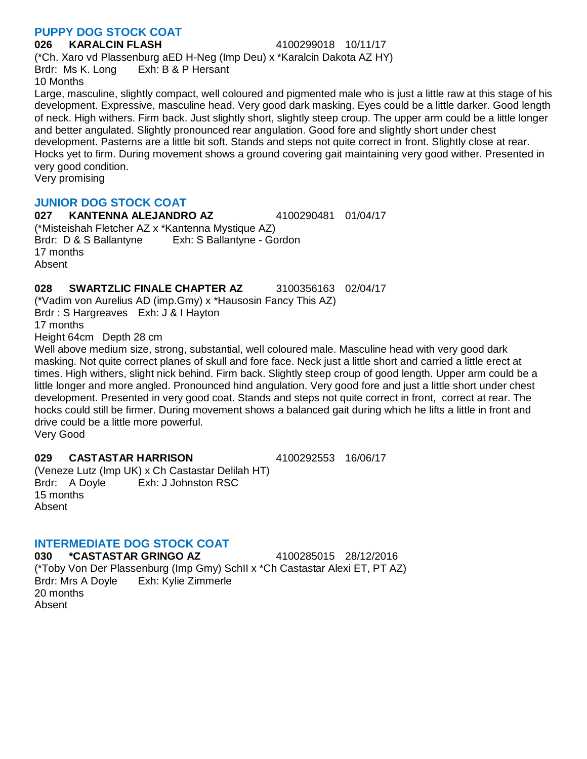## PUPPY DOG STOCK COAT

**026 KARALCIN FLASH** 4100299018 10/11/17
(*Ch. Xaro vd Plassenburg aED H-Neg (Imp Deu) x *Karalcin Dakota AZ HY)
Brdr: Ms K. Long Exh: B & P Hersant
10 Months
Large, masculine, slightly compact, well coloured and pigmented male who is just a little raw at this stage of his development. Expressive, masculine head. Very good dark masking. Eyes could be a little darker. Good length of neck. High withers. Firm back. Just slightly short, slightly steep croup. The upper arm could be a little longer and better angulated. Slightly pronounced rear angulation. Good fore and slightly short under chest development. Pasterns are a little bit soft. Stands and steps not quite correct in front. Slightly close at rear. Hocks yet to firm. During movement shows a ground covering gait maintaining very good wither. Presented in very good condition.
Very promising

## JUNIOR DOG STOCK COAT

**027 KANTENNA ALEJANDRO AZ** 4100290481 01/04/17
(*Misteishah Fletcher AZ x *Kantenna Mystique AZ)
Brdr: D & S Ballantyne Exh: S Ballantyne - Gordon
17 months
Absent

**028 SWARTZLIC FINALE CHAPTER AZ** 3100356163 02/04/17
(*Vadim von Aurelius AD (imp.Gmy) x *Hausosin Fancy This AZ)
Brdr : S Hargreaves Exh: J & I Hayton
17 months
Height 64cm Depth 28 cm
Well above medium size, strong, substantial, well coloured male. Masculine head with very good dark masking. Not quite correct planes of skull and fore face. Neck just a little short and carried a little erect at times. High withers, slight nick behind. Firm back. Slightly steep croup of good length. Upper arm could be a little longer and more angled. Pronounced hind angulation. Very good fore and just a little short under chest development. Presented in very good coat. Stands and steps not quite correct in front, correct at rear. The hocks could still be firmer. During movement shows a balanced gait during which he lifts a little in front and drive could be a little more powerful.
Very Good

**029 CASTASTAR HARRISON** 4100292553 16/06/17
(Veneze Lutz (Imp UK) x Ch Castastar Delilah HT)
Brdr: A Doyle Exh: J Johnston RSC
15 months
Absent

## INTERMEDIATE DOG STOCK COAT

**030 *CASTASTAR GRINGO AZ** 4100285015 28/12/2016
(*Toby Von Der Plassenburg (Imp Gmy) SchII x *Ch Castastar Alexi ET, PT AZ)
Brdr: Mrs A Doyle Exh: Kylie Zimmerle
20 months
Absent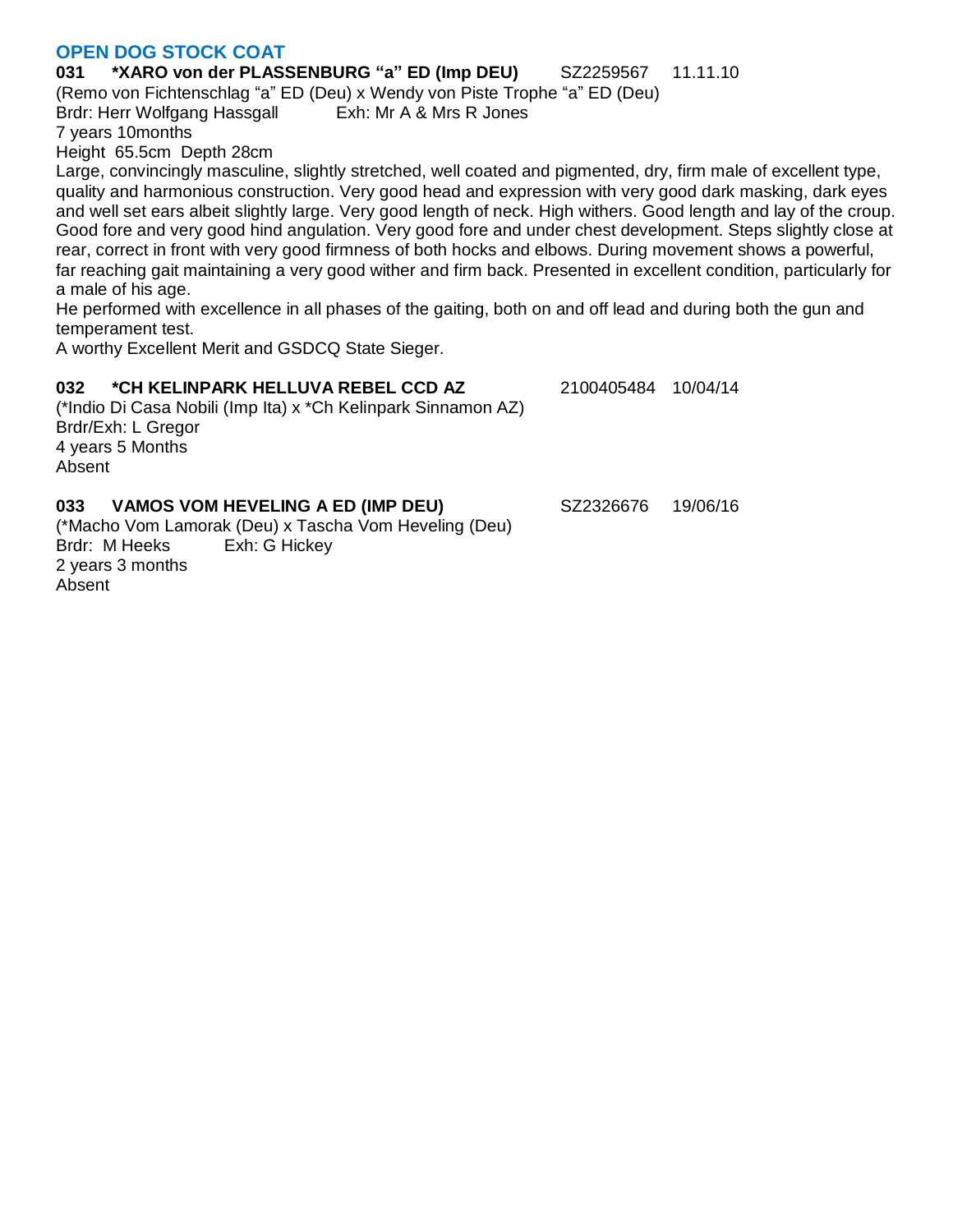## OPEN DOG STOCK COAT

**031 *XARO von der PLASSENBURG "a" ED (Imp DEU)** SZ2259567 11.11.10
(Remo von Fichtenschlag "a" ED (Deu) x Wendy von Piste Trophe "a" ED (Deu)
Brdr: Herr Wolfgang Hassgall Exh: Mr A & Mrs R Jones
7 years 10months
Height 65.5cm Depth 28cm
Large, convincingly masculine, slightly stretched, well coated and pigmented, dry, firm male of excellent type, quality and harmonious construction. Very good head and expression with very good dark masking, dark eyes and well set ears albeit slightly large. Very good length of neck. High withers. Good length and lay of the croup. Good fore and very good hind angulation. Very good fore and under chest development. Steps slightly close at rear, correct in front with very good firmness of both hocks and elbows. During movement shows a powerful, far reaching gait maintaining a very good wither and firm back. Presented in excellent condition, particularly for a male of his age.
He performed with excellence in all phases of the gaiting, both on and off lead and during both the gun and temperament test.
A worthy Excellent Merit and GSDCQ State Sieger.

**032 *CH KELINPARK HELLUVA REBEL CCD AZ** 2100405484 10/04/14
(*Indio Di Casa Nobili (Imp Ita) x *Ch Kelinpark Sinnamon AZ)
Brdr/Exh: L Gregor
4 years 5 Months
Absent

**033 VAMOS VOM HEVELING A ED (IMP DEU)** SZ2326676 19/06/16
(*Macho Vom Lamorak (Deu) x Tascha Vom Heveling (Deu)
Brdr: M Heeks Exh: G Hickey
2 years 3 months
Absent